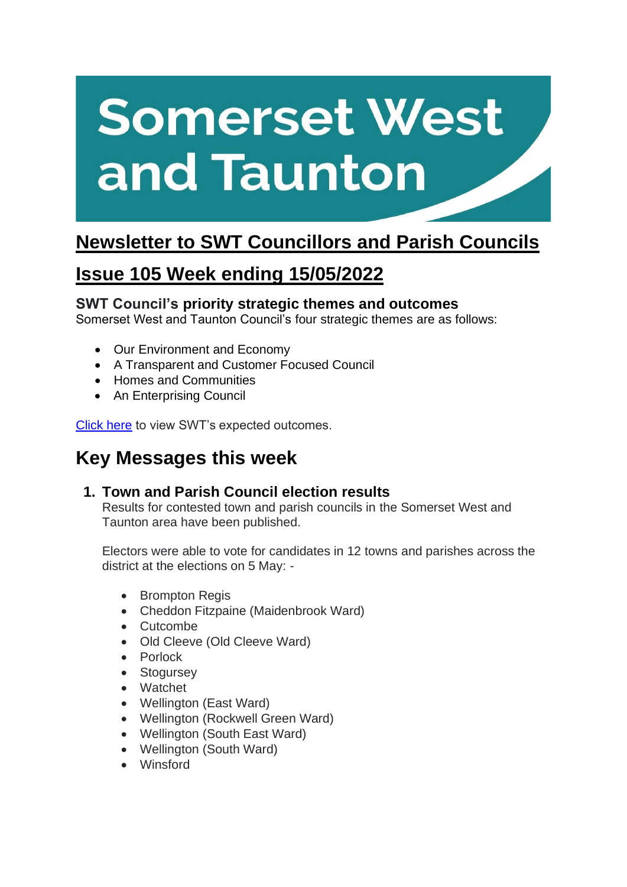# Somerset West and Taunton

## Newsletter to SWT Councillors and Parish Councils

## Issue 105 Week ending 15/05/2022

### SWT Council's priority strategic themes and outcomes

Somerset West and Taunton Council's four strategic themes are as follows:

- Our Environment and Economy
- A Transparent and Customer Focused Council
- Homes and Communities
- An Enterprising Council

[Click here](#) to view SWT's expected outcomes.

## Key Messages this week

### 1. Town and Parish Council election results

Results for contested town and parish councils in the Somerset West and Taunton area have been published.

Electors were able to vote for candidates in 12 towns and parishes across the district at the elections on 5 May: -

- Brompton Regis
- Cheddon Fitzpaine (Maidenbrook Ward)
- Cutcombe
- Old Cleeve (Old Cleeve Ward)
- Porlock
- Stogursey
- Watchet
- Wellington (East Ward)
- Wellington (Rockwell Green Ward)
- Wellington (South East Ward)
- Wellington (South Ward)
- Winsford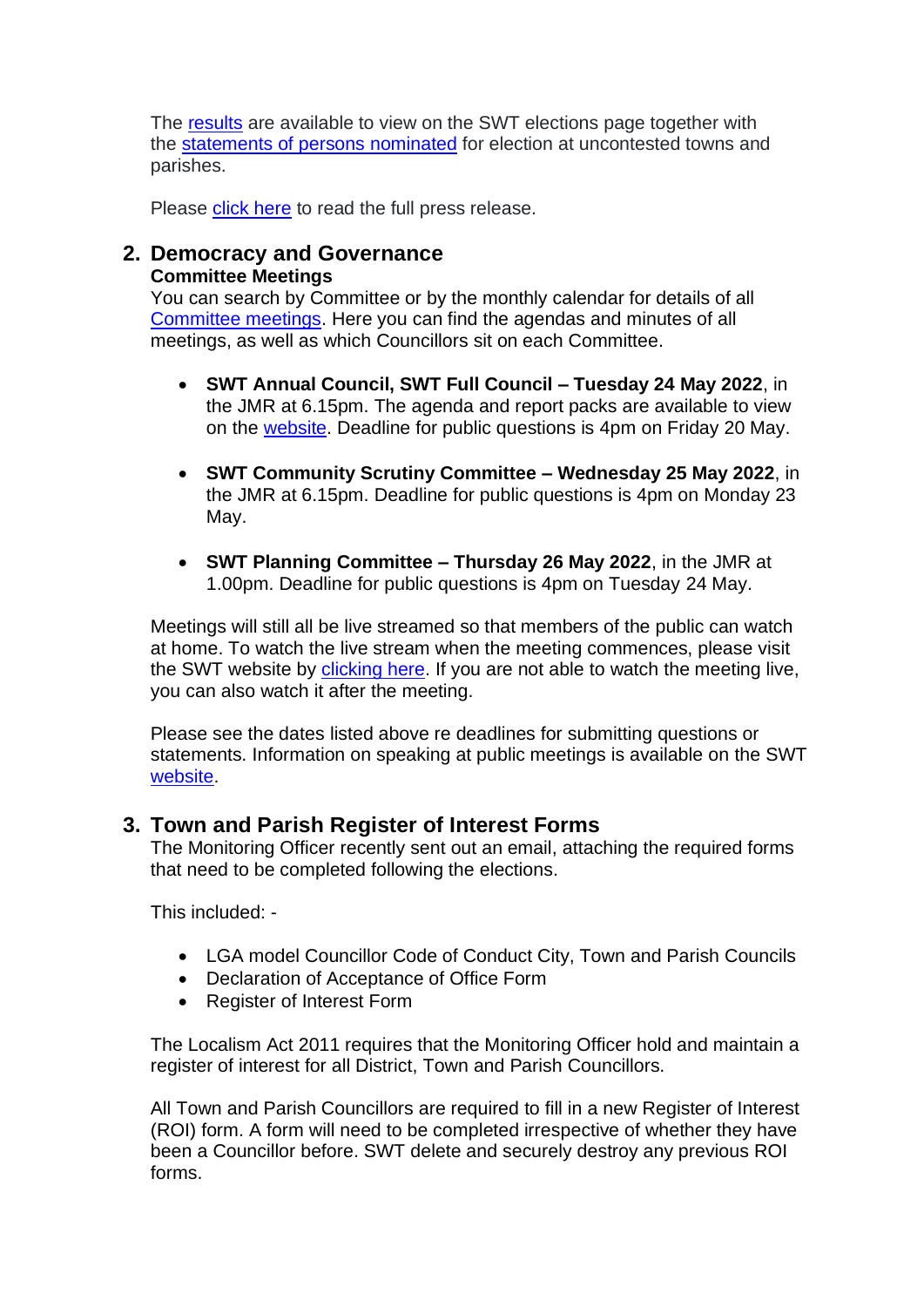The results are available to view on the SWT elections page together with the statements of persons nominated for election at uncontested towns and parishes.

Please click here to read the full press release.

## 2. Democracy and Governance

**Committee Meetings**

You can search by Committee or by the monthly calendar for details of all Committee meetings. Here you can find the agendas and minutes of all meetings, as well as which Councillors sit on each Committee.

- **SWT Annual Council, SWT Full Council – Tuesday 24 May 2022**, in the JMR at 6.15pm. The agenda and report packs are available to view on the website. Deadline for public questions is 4pm on Friday 20 May.

- **SWT Community Scrutiny Committee – Wednesday 25 May 2022**, in the JMR at 6.15pm. Deadline for public questions is 4pm on Monday 23 May.

- **SWT Planning Committee – Thursday 26 May 2022**, in the JMR at 1.00pm. Deadline for public questions is 4pm on Tuesday 24 May.

Meetings will still all be live streamed so that members of the public can watch at home. To watch the live stream when the meeting commences, please visit the SWT website by clicking here. If you are not able to watch the meeting live, you can also watch it after the meeting.

Please see the dates listed above re deadlines for submitting questions or statements. Information on speaking at public meetings is available on the SWT website.

## 3. Town and Parish Register of Interest Forms

The Monitoring Officer recently sent out an email, attaching the required forms that need to be completed following the elections.

This included: -

- LGA model Councillor Code of Conduct City, Town and Parish Councils
- Declaration of Acceptance of Office Form
- Register of Interest Form

The Localism Act 2011 requires that the Monitoring Officer hold and maintain a register of interest for all District, Town and Parish Councillors.

All Town and Parish Councillors are required to fill in a new Register of Interest (ROI) form. A form will need to be completed irrespective of whether they have been a Councillor before. SWT delete and securely destroy any previous ROI forms.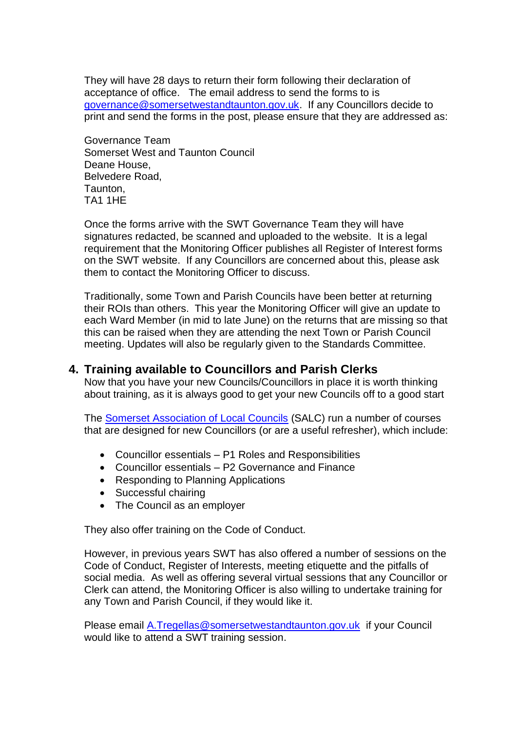They will have 28 days to return their form following their declaration of acceptance of office. The email address to send the forms to is [governance@somersetwestandtaunton.gov.uk](mailto:governance@somersetwestandtaunton.gov.uk). If any Councillors decide to print and send the forms in the post, please ensure that they are addressed as:

Governance Team
Somerset West and Taunton Council
Deane House,
Belvedere Road,
Taunton,
TA1 1HE

Once the forms arrive with the SWT Governance Team they will have signatures redacted, be scanned and uploaded to the website. It is a legal requirement that the Monitoring Officer publishes all Register of Interest forms on the SWT website. If any Councillors are concerned about this, please ask them to contact the Monitoring Officer to discuss.

Traditionally, some Town and Parish Councils have been better at returning their ROIs than others. This year the Monitoring Officer will give an update to each Ward Member (in mid to late June) on the returns that are missing so that this can be raised when they are attending the next Town or Parish Council meeting. Updates will also be regularly given to the Standards Committee.

## 4. Training available to Councillors and Parish Clerks

Now that you have your new Councils/Councillors in place it is worth thinking about training, as it is always good to get your new Councils off to a good start

The [Somerset Association of Local Councils](#) (SALC) run a number of courses that are designed for new Councillors (or are a useful refresher), which include:

- Councillor essentials – P1 Roles and Responsibilities
- Councillor essentials – P2 Governance and Finance
- Responding to Planning Applications
- Successful chairing
- The Council as an employer

They also offer training on the Code of Conduct.

However, in previous years SWT has also offered a number of sessions on the Code of Conduct, Register of Interests, meeting etiquette and the pitfalls of social media. As well as offering several virtual sessions that any Councillor or Clerk can attend, the Monitoring Officer is also willing to undertake training for any Town and Parish Council, if they would like it.

Please email [A.Tregellas@somersetwestandtaunton.gov.uk](mailto:A.Tregellas@somersetwestandtaunton.gov.uk) if your Council would like to attend a SWT training session.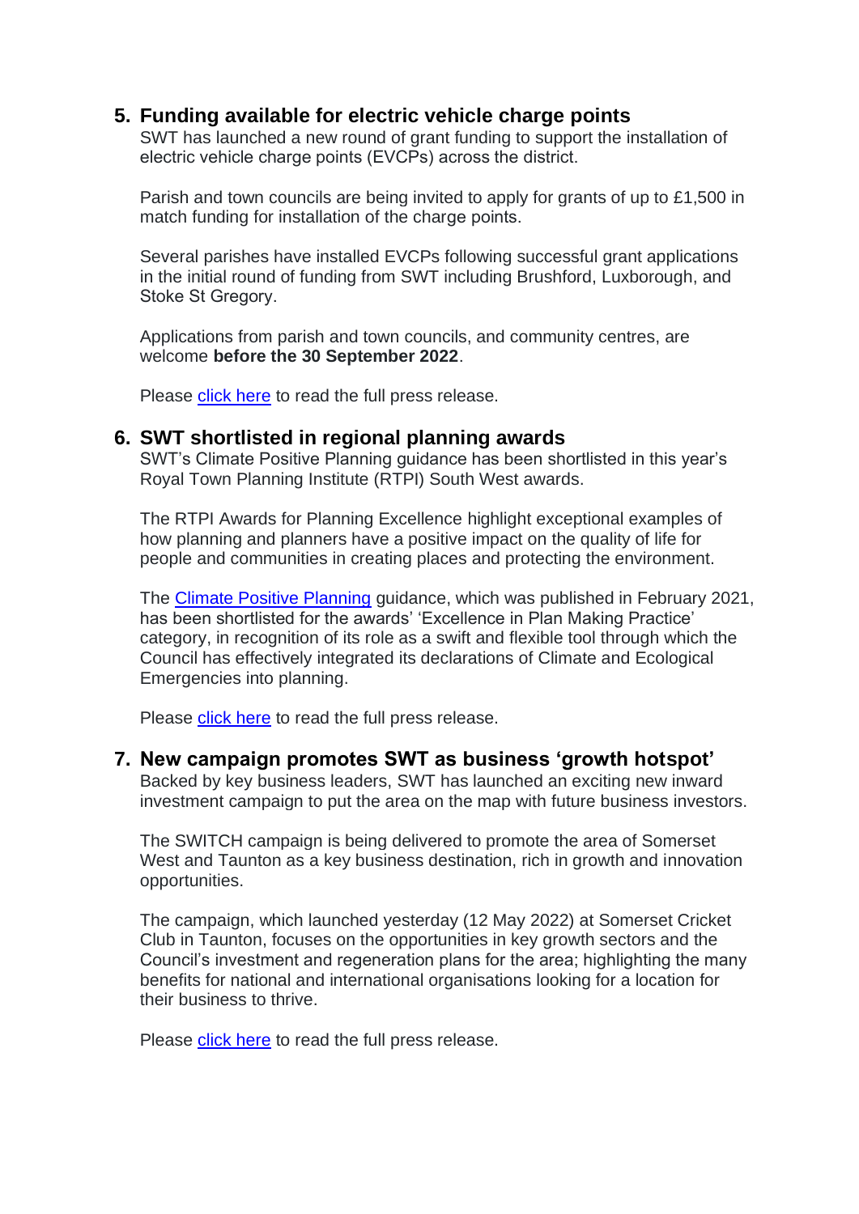5. **Funding available for electric vehicle charge points**

   SWT has launched a new round of grant funding to support the installation of electric vehicle charge points (EVCPs) across the district.

   Parish and town councils are being invited to apply for grants of up to £1,500 in match funding for installation of the charge points.

   Several parishes have installed EVCPs following successful grant applications in the initial round of funding from SWT including Brushford, Luxborough, and Stoke St Gregory.

   Applications from parish and town councils, and community centres, are welcome **before the 30 September 2022**.

   Please click here to read the full press release.

6. **SWT shortlisted in regional planning awards**

   SWT's Climate Positive Planning guidance has been shortlisted in this year's Royal Town Planning Institute (RTPI) South West awards.

   The RTPI Awards for Planning Excellence highlight exceptional examples of how planning and planners have a positive impact on the quality of life for people and communities in creating places and protecting the environment.

   The Climate Positive Planning guidance, which was published in February 2021, has been shortlisted for the awards' 'Excellence in Plan Making Practice' category, in recognition of its role as a swift and flexible tool through which the Council has effectively integrated its declarations of Climate and Ecological Emergencies into planning.

   Please click here to read the full press release.

7. **New campaign promotes SWT as business 'growth hotspot'**

   Backed by key business leaders, SWT has launched an exciting new inward investment campaign to put the area on the map with future business investors.

   The SWITCH campaign is being delivered to promote the area of Somerset West and Taunton as a key business destination, rich in growth and innovation opportunities.

   The campaign, which launched yesterday (12 May 2022) at Somerset Cricket Club in Taunton, focuses on the opportunities in key growth sectors and the Council's investment and regeneration plans for the area; highlighting the many benefits for national and international organisations looking for a location for their business to thrive.

   Please click here to read the full press release.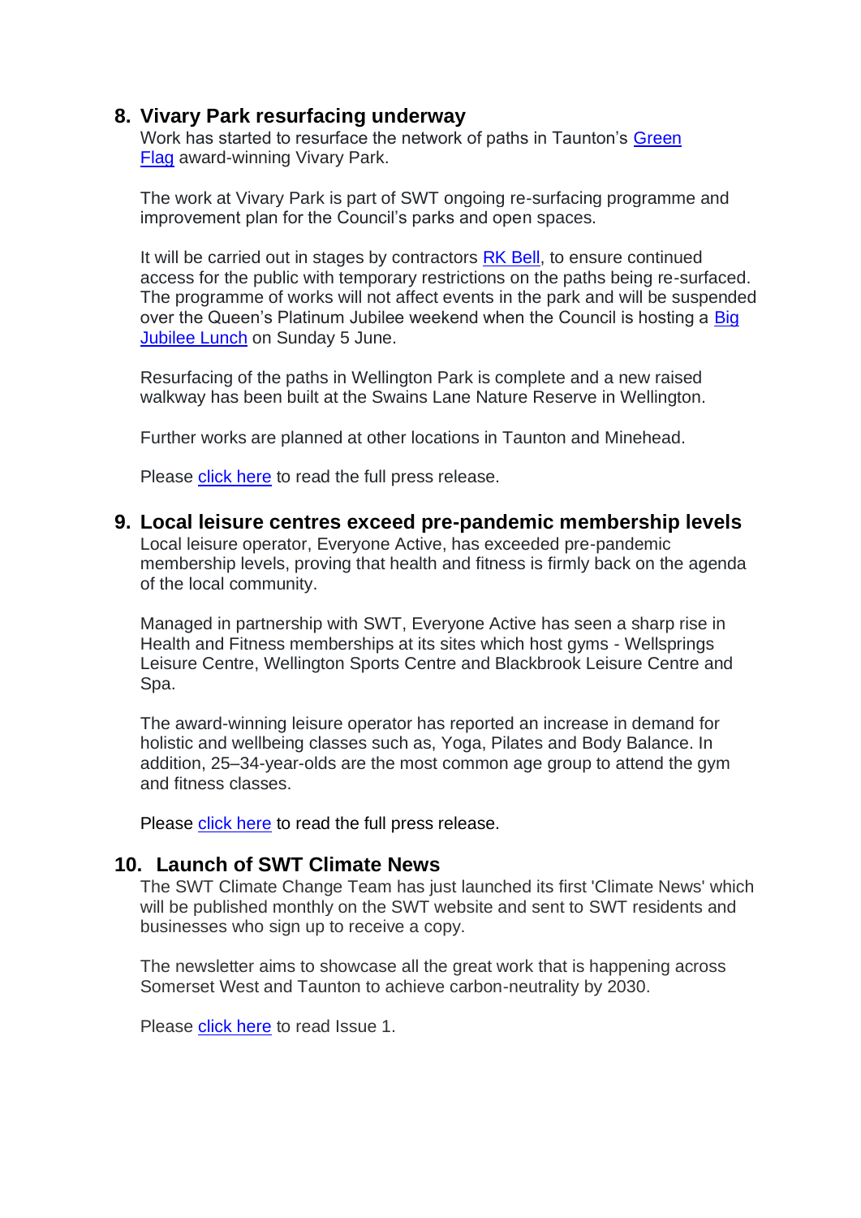## 8. Vivary Park resurfacing underway

Work has started to resurface the network of paths in Taunton's Green Flag award-winning Vivary Park.

The work at Vivary Park is part of SWT ongoing re-surfacing programme and improvement plan for the Council's parks and open spaces.

It will be carried out in stages by contractors RK Bell, to ensure continued access for the public with temporary restrictions on the paths being re-surfaced. The programme of works will not affect events in the park and will be suspended over the Queen's Platinum Jubilee weekend when the Council is hosting a Big Jubilee Lunch on Sunday 5 June.

Resurfacing of the paths in Wellington Park is complete and a new raised walkway has been built at the Swains Lane Nature Reserve in Wellington.

Further works are planned at other locations in Taunton and Minehead.

Please click here to read the full press release.

## 9. Local leisure centres exceed pre-pandemic membership levels

Local leisure operator, Everyone Active, has exceeded pre-pandemic membership levels, proving that health and fitness is firmly back on the agenda of the local community.

Managed in partnership with SWT, Everyone Active has seen a sharp rise in Health and Fitness memberships at its sites which host gyms - Wellsprings Leisure Centre, Wellington Sports Centre and Blackbrook Leisure Centre and Spa.

The award-winning leisure operator has reported an increase in demand for holistic and wellbeing classes such as, Yoga, Pilates and Body Balance. In addition, 25–34-year-olds are the most common age group to attend the gym and fitness classes.

Please click here to read the full press release.

## 10. Launch of SWT Climate News

The SWT Climate Change Team has just launched its first 'Climate News' which will be published monthly on the SWT website and sent to SWT residents and businesses who sign up to receive a copy.

The newsletter aims to showcase all the great work that is happening across Somerset West and Taunton to achieve carbon-neutrality by 2030.

Please click here to read Issue 1.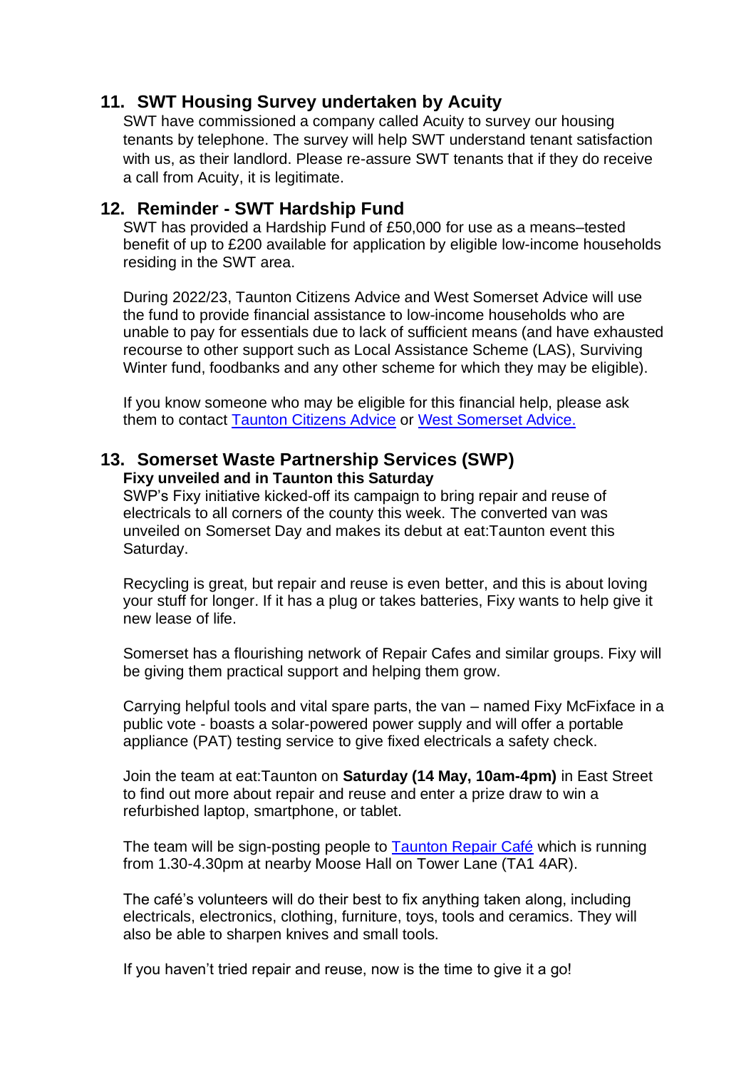## 11. SWT Housing Survey undertaken by Acuity

SWT have commissioned a company called Acuity to survey our housing tenants by telephone. The survey will help SWT understand tenant satisfaction with us, as their landlord. Please re-assure SWT tenants that if they do receive a call from Acuity, it is legitimate.

## 12. Reminder - SWT Hardship Fund

SWT has provided a Hardship Fund of £50,000 for use as a means–tested benefit of up to £200 available for application by eligible low-income households residing in the SWT area.

During 2022/23, Taunton Citizens Advice and West Somerset Advice will use the fund to provide financial assistance to low-income households who are unable to pay for essentials due to lack of sufficient means (and have exhausted recourse to other support such as Local Assistance Scheme (LAS), Surviving Winter fund, foodbanks and any other scheme for which they may be eligible).

If you know someone who may be eligible for this financial help, please ask them to contact [Taunton Citizens Advice]() or [West Somerset Advice.]()

## 13. Somerset Waste Partnership Services (SWP)

**Fixy unveiled and in Taunton this Saturday**

SWP's Fixy initiative kicked-off its campaign to bring repair and reuse of electricals to all corners of the county this week. The converted van was unveiled on Somerset Day and makes its debut at eat:Taunton event this Saturday.

Recycling is great, but repair and reuse is even better, and this is about loving your stuff for longer. If it has a plug or takes batteries, Fixy wants to help give it new lease of life.

Somerset has a flourishing network of Repair Cafes and similar groups. Fixy will be giving them practical support and helping them grow.

Carrying helpful tools and vital spare parts, the van – named Fixy McFixface in a public vote - boasts a solar-powered power supply and will offer a portable appliance (PAT) testing service to give fixed electricals a safety check.

Join the team at eat:Taunton on **Saturday (14 May, 10am-4pm)** in East Street to find out more about repair and reuse and enter a prize draw to win a refurbished laptop, smartphone, or tablet.

The team will be sign-posting people to [Taunton Repair Café]() which is running from 1.30-4.30pm at nearby Moose Hall on Tower Lane (TA1 4AR).

The café's volunteers will do their best to fix anything taken along, including electricals, electronics, clothing, furniture, toys, tools and ceramics. They will also be able to sharpen knives and small tools.

If you haven't tried repair and reuse, now is the time to give it a go!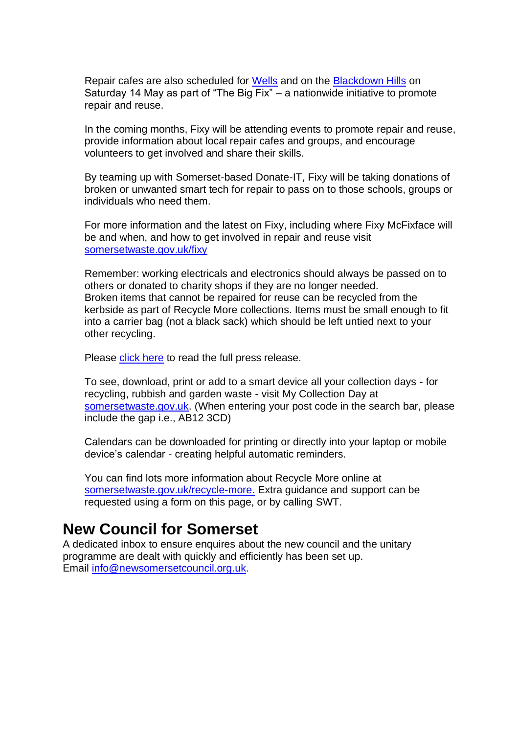Repair cafes are also scheduled for [Wells](Wells) and on the [Blackdown Hills](Blackdown Hills) on Saturday 14 May as part of "The Big Fix" – a nationwide initiative to promote repair and reuse.

In the coming months, Fixy will be attending events to promote repair and reuse, provide information about local repair cafes and groups, and encourage volunteers to get involved and share their skills.

By teaming up with Somerset-based Donate-IT, Fixy will be taking donations of broken or unwanted smart tech for repair to pass on to those schools, groups or individuals who need them.

For more information and the latest on Fixy, including where Fixy McFixface will be and when, and how to get involved in repair and reuse visit somersetwaste.gov.uk/fixy

Remember: working electricals and electronics should always be passed on to others or donated to charity shops if they are no longer needed.
Broken items that cannot be repaired for reuse can be recycled from the kerbside as part of Recycle More collections. Items must be small enough to fit into a carrier bag (not a black sack) which should be left untied next to your other recycling.

Please click here to read the full press release.

To see, download, print or add to a smart device all your collection days - for recycling, rubbish and garden waste - visit My Collection Day at somersetwaste.gov.uk. (When entering your post code in the search bar, please include the gap i.e., AB12 3CD)

Calendars can be downloaded for printing or directly into your laptop or mobile device's calendar - creating helpful automatic reminders.

You can find lots more information about Recycle More online at somersetwaste.gov.uk/recycle-more. Extra guidance and support can be requested using a form on this page, or by calling SWT.

## New Council for Somerset

A dedicated inbox to ensure enquires about the new council and the unitary programme are dealt with quickly and efficiently has been set up.
Email info@newsomersetcouncil.org.uk.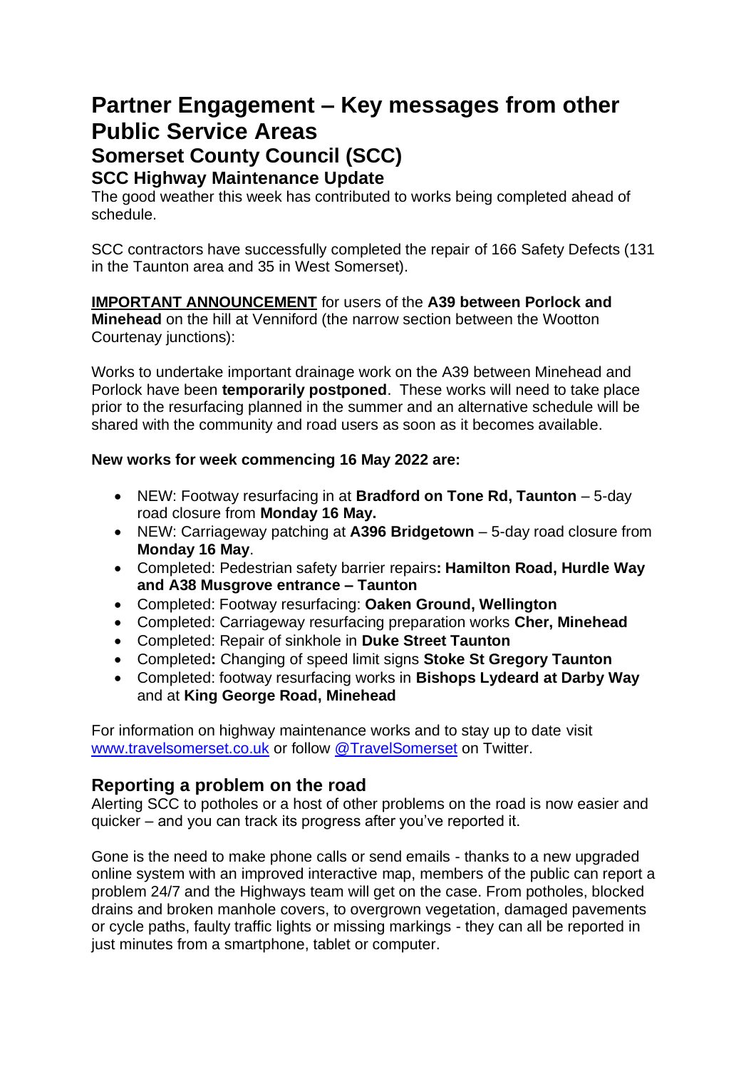# Partner Engagement – Key messages from other Public Service Areas

## Somerset County Council (SCC)

### SCC Highway Maintenance Update

The good weather this week has contributed to works being completed ahead of schedule.

SCC contractors have successfully completed the repair of 166 Safety Defects (131 in the Taunton area and 35 in West Somerset).

**IMPORTANT ANNOUNCEMENT** for users of the **A39 between Porlock and Minehead** on the hill at Venniford (the narrow section between the Wootton Courtenay junctions):

Works to undertake important drainage work on the A39 between Minehead and Porlock have been **temporarily postponed**. These works will need to take place prior to the resurfacing planned in the summer and an alternative schedule will be shared with the community and road users as soon as it becomes available.

**New works for week commencing 16 May 2022 are:**

- NEW: Footway resurfacing in at **Bradford on Tone Rd, Taunton** – 5-day road closure from **Monday 16 May.**
- NEW: Carriageway patching at **A396 Bridgetown** – 5-day road closure from **Monday 16 May**.
- Completed: Pedestrian safety barrier repairs**: Hamilton Road, Hurdle Way and A38 Musgrove entrance – Taunton**
- Completed: Footway resurfacing: **Oaken Ground, Wellington**
- Completed: Carriageway resurfacing preparation works **Cher, Minehead**
- Completed: Repair of sinkhole in **Duke Street Taunton**
- Completed**:** Changing of speed limit signs **Stoke St Gregory Taunton**
- Completed: footway resurfacing works in **Bishops Lydeard at Darby Way** and at **King George Road, Minehead**

For information on highway maintenance works and to stay up to date visit www.travelsomerset.co.uk or follow @TravelSomerset on Twitter.

### Reporting a problem on the road

Alerting SCC to potholes or a host of other problems on the road is now easier and quicker – and you can track its progress after you've reported it.

Gone is the need to make phone calls or send emails - thanks to a new upgraded online system with an improved interactive map, members of the public can report a problem 24/7 and the Highways team will get on the case. From potholes, blocked drains and broken manhole covers, to overgrown vegetation, damaged pavements or cycle paths, faulty traffic lights or missing markings - they can all be reported in just minutes from a smartphone, tablet or computer.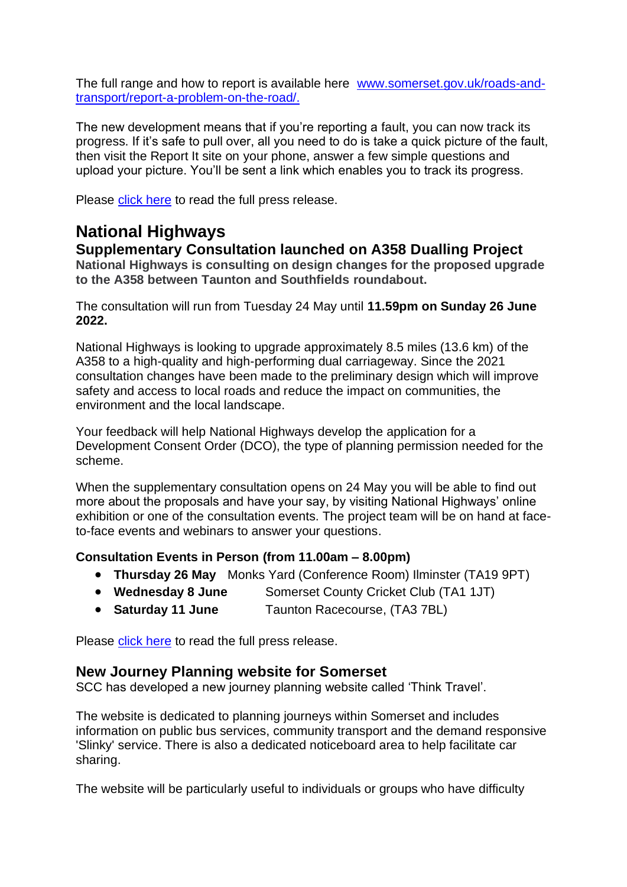The full range and how to report is available here [www.somerset.gov.uk/roads-and-transport/report-a-problem-on-the-road/.](www.somerset.gov.uk/roads-and-transport/report-a-problem-on-the-road/)

The new development means that if you're reporting a fault, you can now track its progress. If it's safe to pull over, all you need to do is take a quick picture of the fault, then visit the Report It site on your phone, answer a few simple questions and upload your picture. You'll be sent a link which enables you to track its progress.

Please click here to read the full press release.

## National Highways

### Supplementary Consultation launched on A358 Dualling Project

**National Highways is consulting on design changes for the proposed upgrade to the A358 between Taunton and Southfields roundabout.**

The consultation will run from Tuesday 24 May until **11.59pm on Sunday 26 June 2022.**

National Highways is looking to upgrade approximately 8.5 miles (13.6 km) of the A358 to a high-quality and high-performing dual carriageway. Since the 2021 consultation changes have been made to the preliminary design which will improve safety and access to local roads and reduce the impact on communities, the environment and the local landscape.

Your feedback will help National Highways develop the application for a Development Consent Order (DCO), the type of planning permission needed for the scheme.

When the supplementary consultation opens on 24 May you will be able to find out more about the proposals and have your say, by visiting National Highways' online exhibition or one of the consultation events. The project team will be on hand at face-to-face events and webinars to answer your questions.

**Consultation Events in Person (from 11.00am – 8.00pm)**

- **Thursday 26 May** Monks Yard (Conference Room) Ilminster (TA19 9PT)
- **Wednesday 8 June** Somerset County Cricket Club (TA1 1JT)
- **Saturday 11 June** Taunton Racecourse, (TA3 7BL)

Please click here to read the full press release.

### New Journey Planning website for Somerset

SCC has developed a new journey planning website called 'Think Travel'.

The website is dedicated to planning journeys within Somerset and includes information on public bus services, community transport and the demand responsive 'Slinky' service. There is also a dedicated noticeboard area to help facilitate car sharing.

The website will be particularly useful to individuals or groups who have difficulty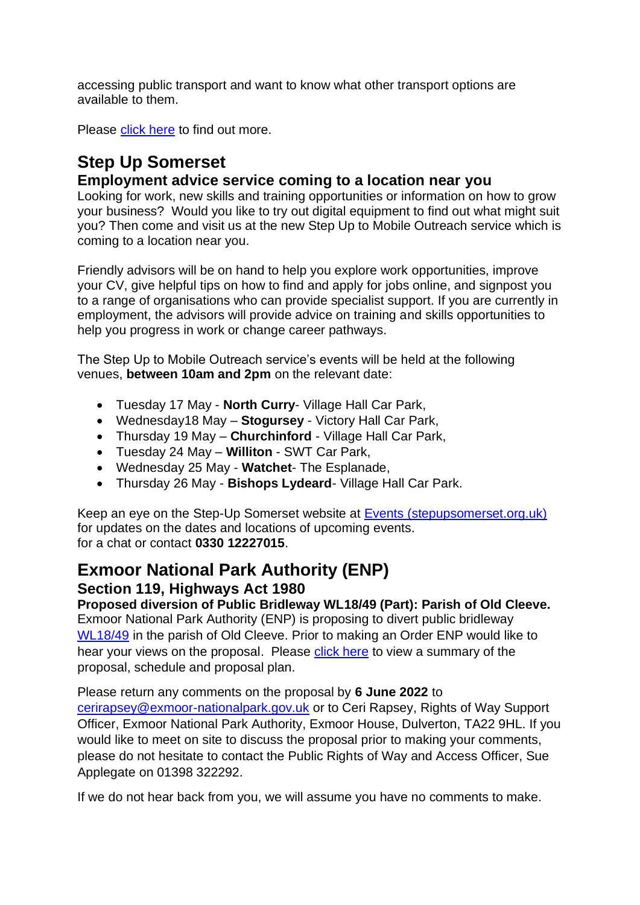accessing public transport and want to know what other transport options are available to them.

Please [click here](#) to find out more.

## Step Up Somerset

### Employment advice service coming to a location near you

Looking for work, new skills and training opportunities or information on how to grow your business? Would you like to try out digital equipment to find out what might suit you? Then come and visit us at the new Step Up to Mobile Outreach service which is coming to a location near you.

Friendly advisors will be on hand to help you explore work opportunities, improve your CV, give helpful tips on how to find and apply for jobs online, and signpost you to a range of organisations who can provide specialist support. If you are currently in employment, the advisors will provide advice on training and skills opportunities to help you progress in work or change career pathways.

The Step Up to Mobile Outreach service's events will be held at the following venues, **between 10am and 2pm** on the relevant date:

- Tuesday 17 May - **North Curry**- Village Hall Car Park,
- Wednesday18 May – **Stogursey** - Victory Hall Car Park,
- Thursday 19 May – **Churchinford** - Village Hall Car Park,
- Tuesday 24 May – **Williton** - SWT Car Park,
- Wednesday 25 May - **Watchet**- The Esplanade,
- Thursday 26 May - **Bishops Lydeard**- Village Hall Car Park.

Keep an eye on the Step-Up Somerset website at [Events (stepupsomerset.org.uk)](#) for updates on the dates and locations of upcoming events.
for a chat or contact **0330 12227015**.

## Exmoor National Park Authority (ENP)

### Section 119, Highways Act 1980

**Proposed diversion of Public Bridleway WL18/49 (Part): Parish of Old Cleeve.**
Exmoor National Park Authority (ENP) is proposing to divert public bridleway [WL18/49](#) in the parish of Old Cleeve. Prior to making an Order ENP would like to hear your views on the proposal. Please [click here](#) to view a summary of the proposal, schedule and proposal plan.

Please return any comments on the proposal by **6 June 2022** to [cerirapsey@exmoor-nationalpark.gov.uk](mailto:cerirapsey@exmoor-nationalpark.gov.uk) or to Ceri Rapsey, Rights of Way Support Officer, Exmoor National Park Authority, Exmoor House, Dulverton, TA22 9HL. If you would like to meet on site to discuss the proposal prior to making your comments, please do not hesitate to contact the Public Rights of Way and Access Officer, Sue Applegate on 01398 322292.

If we do not hear back from you, we will assume you have no comments to make.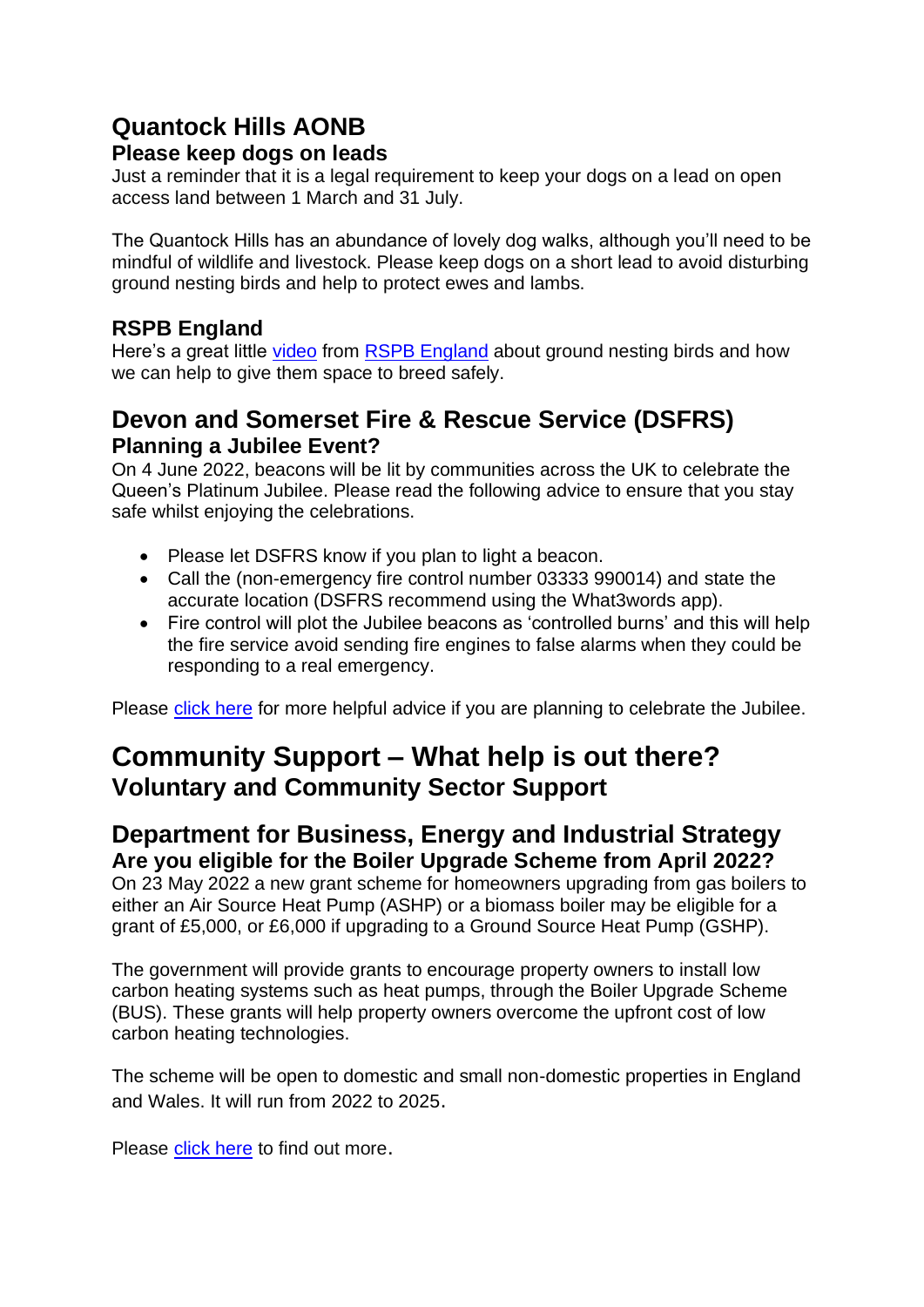## Quantock Hills AONB

### Please keep dogs on leads

Just a reminder that it is a legal requirement to keep your dogs on a lead on open access land between 1 March and 31 July.

The Quantock Hills has an abundance of lovely dog walks, although you'll need to be mindful of wildlife and livestock. Please keep dogs on a short lead to avoid disturbing ground nesting birds and help to protect ewes and lambs.

### RSPB England

Here's a great little video from RSPB England about ground nesting birds and how we can help to give them space to breed safely.

## Devon and Somerset Fire & Rescue Service (DSFRS)

### Planning a Jubilee Event?

On 4 June 2022, beacons will be lit by communities across the UK to celebrate the Queen's Platinum Jubilee. Please read the following advice to ensure that you stay safe whilst enjoying the celebrations.

- Please let DSFRS know if you plan to light a beacon.
- Call the (non-emergency fire control number 03333 990014) and state the accurate location (DSFRS recommend using the What3words app).
- Fire control will plot the Jubilee beacons as 'controlled burns' and this will help the fire service avoid sending fire engines to false alarms when they could be responding to a real emergency.

Please click here for more helpful advice if you are planning to celebrate the Jubilee.

# Community Support – What help is out there?

### Voluntary and Community Sector Support

## Department for Business, Energy and Industrial Strategy

### Are you eligible for the Boiler Upgrade Scheme from April 2022?

On 23 May 2022 a new grant scheme for homeowners upgrading from gas boilers to either an Air Source Heat Pump (ASHP) or a biomass boiler may be eligible for a grant of £5,000, or £6,000 if upgrading to a Ground Source Heat Pump (GSHP).

The government will provide grants to encourage property owners to install low carbon heating systems such as heat pumps, through the Boiler Upgrade Scheme (BUS). These grants will help property owners overcome the upfront cost of low carbon heating technologies.

The scheme will be open to domestic and small non-domestic properties in England and Wales. It will run from 2022 to 2025.

Please click here to find out more.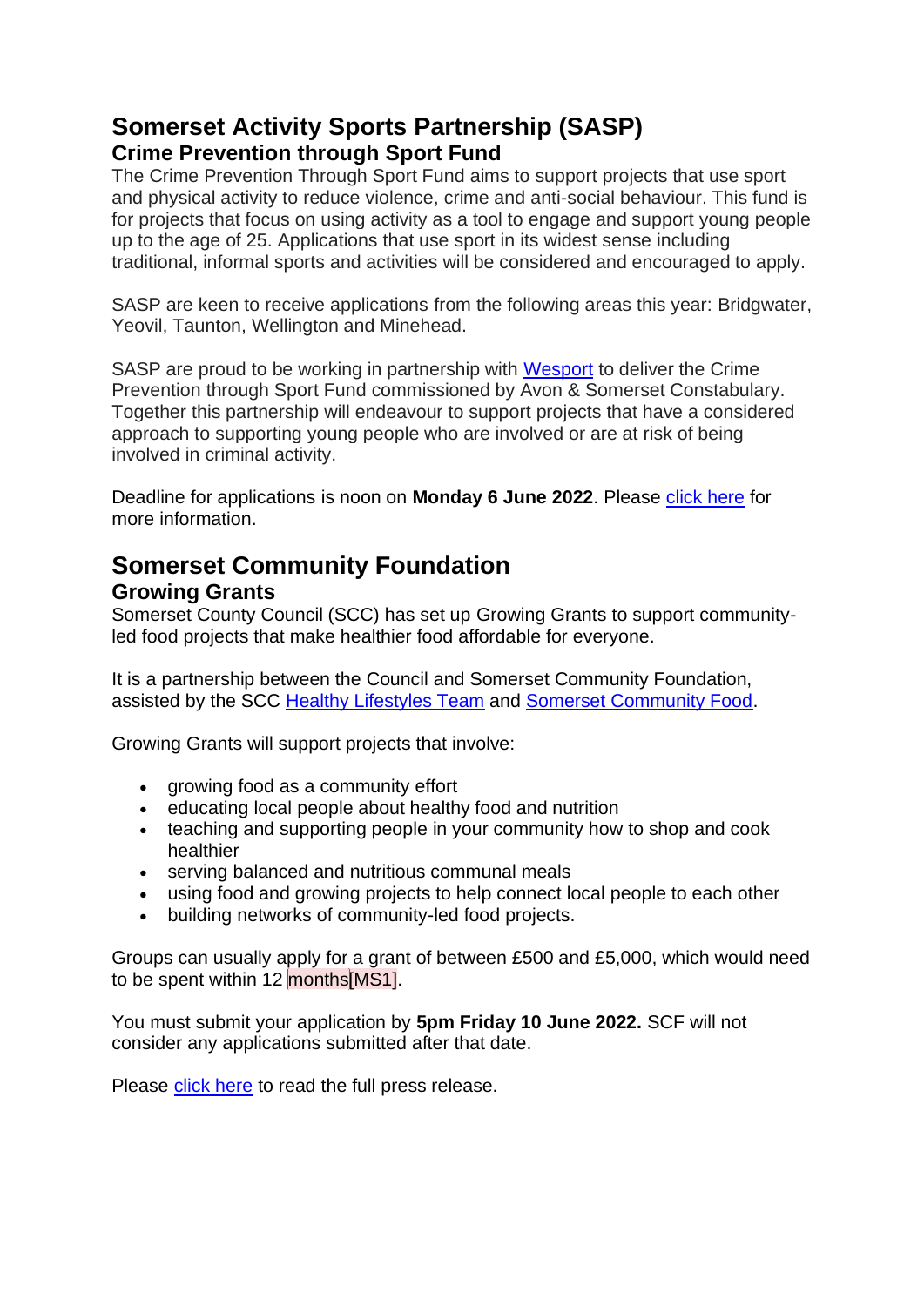## Somerset Activity Sports Partnership (SASP)

### Crime Prevention through Sport Fund

The Crime Prevention Through Sport Fund aims to support projects that use sport and physical activity to reduce violence, crime and anti-social behaviour. This fund is for projects that focus on using activity as a tool to engage and support young people up to the age of 25. Applications that use sport in its widest sense including traditional, informal sports and activities will be considered and encouraged to apply.

SASP are keen to receive applications from the following areas this year: Bridgwater, Yeovil, Taunton, Wellington and Minehead.

SASP are proud to be working in partnership with Wesport to deliver the Crime Prevention through Sport Fund commissioned by Avon & Somerset Constabulary. Together this partnership will endeavour to support projects that have a considered approach to supporting young people who are involved or are at risk of being involved in criminal activity.

Deadline for applications is noon on **Monday 6 June 2022**. Please click here for more information.

## Somerset Community Foundation

### Growing Grants

Somerset County Council (SCC) has set up Growing Grants to support community-led food projects that make healthier food affordable for everyone.

It is a partnership between the Council and Somerset Community Foundation, assisted by the SCC Healthy Lifestyles Team and Somerset Community Food.

Growing Grants will support projects that involve:

- growing food as a community effort
- educating local people about healthy food and nutrition
- teaching and supporting people in your community how to shop and cook healthier
- serving balanced and nutritious communal meals
- using food and growing projects to help connect local people to each other
- building networks of community-led food projects.

Groups can usually apply for a grant of between £500 and £5,000, which would need to be spent within 12 months[MS1].

You must submit your application by **5pm Friday 10 June 2022.** SCF will not consider any applications submitted after that date.

Please click here to read the full press release.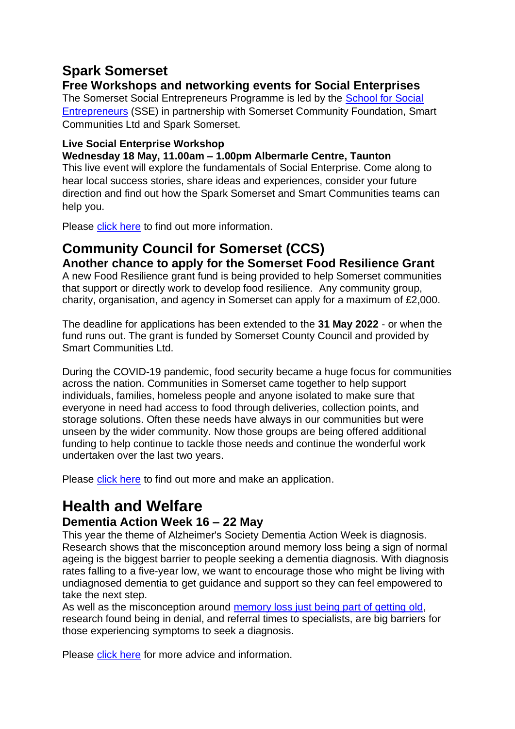# Spark Somerset

## Free Workshops and networking events for Social Enterprises

The Somerset Social Entrepreneurs Programme is led by the School for Social Entrepreneurs (SSE) in partnership with Somerset Community Foundation, Smart Communities Ltd and Spark Somerset.

**Live Social Enterprise Workshop**

**Wednesday 18 May, 11.00am – 1.00pm Albermarle Centre, Taunton**

This live event will explore the fundamentals of Social Enterprise. Come along to hear local success stories, share ideas and experiences, consider your future direction and find out how the Spark Somerset and Smart Communities teams can help you.

Please click here to find out more information.

# Community Council for Somerset (CCS)

## Another chance to apply for the Somerset Food Resilience Grant

A new Food Resilience grant fund is being provided to help Somerset communities that support or directly work to develop food resilience. Any community group, charity, organisation, and agency in Somerset can apply for a maximum of £2,000.

The deadline for applications has been extended to the **31 May 2022** - or when the fund runs out. The grant is funded by Somerset County Council and provided by Smart Communities Ltd.

During the COVID-19 pandemic, food security became a huge focus for communities across the nation. Communities in Somerset came together to help support individuals, families, homeless people and anyone isolated to make sure that everyone in need had access to food through deliveries, collection points, and storage solutions. Often these needs have always in our communities but were unseen by the wider community. Now those groups are being offered additional funding to help continue to tackle those needs and continue the wonderful work undertaken over the last two years.

Please click here to find out more and make an application.

# Health and Welfare

## Dementia Action Week 16 – 22 May

This year the theme of Alzheimer's Society Dementia Action Week is diagnosis. Research shows that the misconception around memory loss being a sign of normal ageing is the biggest barrier to people seeking a dementia diagnosis. With diagnosis rates falling to a five-year low, we want to encourage those who might be living with undiagnosed dementia to get guidance and support so they can feel empowered to take the next step.

As well as the misconception around memory loss just being part of getting old, research found being in denial, and referral times to specialists, are big barriers for those experiencing symptoms to seek a diagnosis.

Please click here for more advice and information.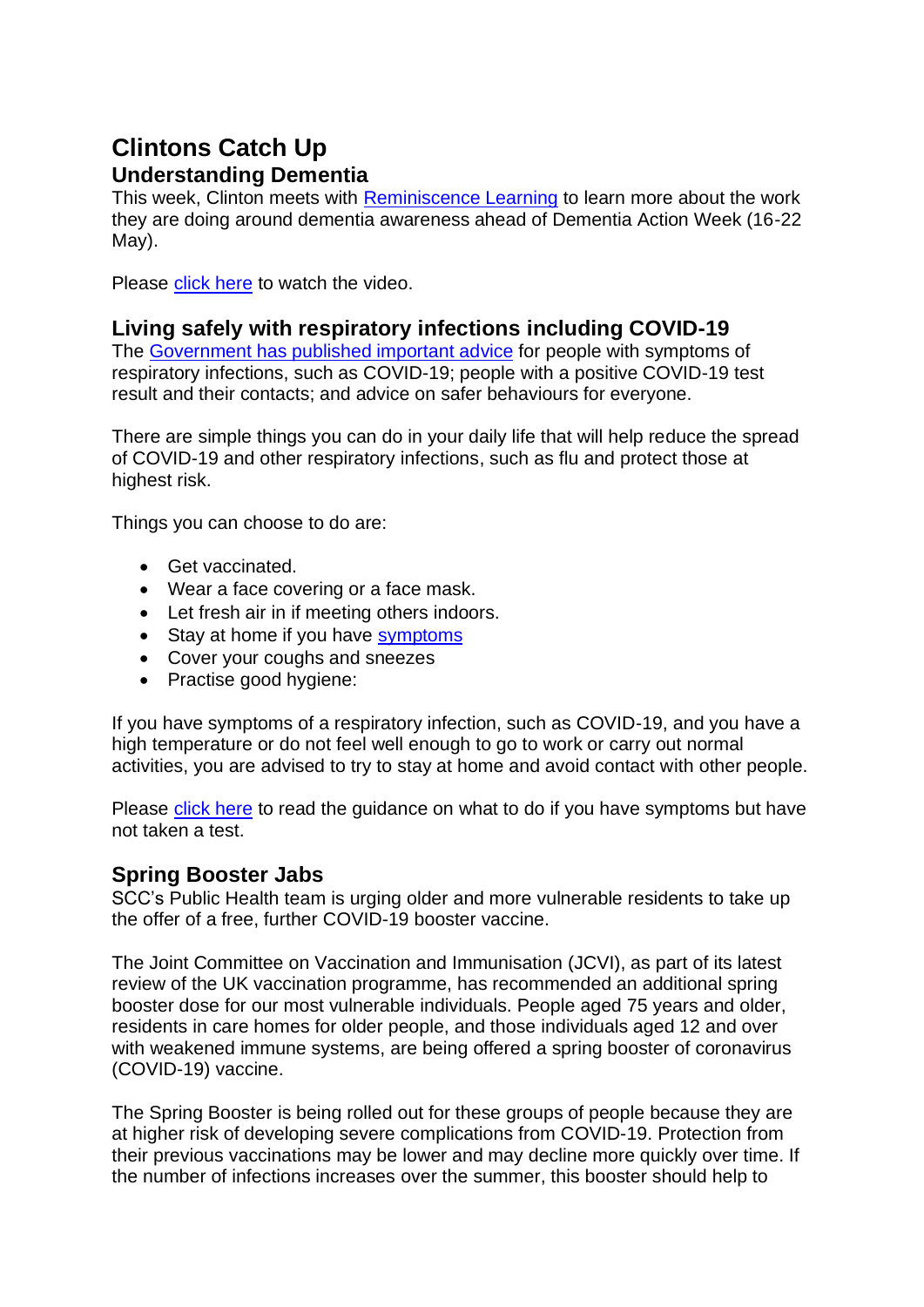# Clintons Catch Up

## Understanding Dementia

This week, Clinton meets with Reminiscence Learning to learn more about the work they are doing around dementia awareness ahead of Dementia Action Week (16-22 May).

Please click here to watch the video.

## Living safely with respiratory infections including COVID-19

The Government has published important advice for people with symptoms of respiratory infections, such as COVID-19; people with a positive COVID-19 test result and their contacts; and advice on safer behaviours for everyone.

There are simple things you can do in your daily life that will help reduce the spread of COVID-19 and other respiratory infections, such as flu and protect those at highest risk.

Things you can choose to do are:

- Get vaccinated.
- Wear a face covering or a face mask.
- Let fresh air in if meeting others indoors.
- Stay at home if you have symptoms
- Cover your coughs and sneezes
- Practise good hygiene:

If you have symptoms of a respiratory infection, such as COVID-19, and you have a high temperature or do not feel well enough to go to work or carry out normal activities, you are advised to try to stay at home and avoid contact with other people.

Please click here to read the guidance on what to do if you have symptoms but have not taken a test.

## Spring Booster Jabs

SCC's Public Health team is urging older and more vulnerable residents to take up the offer of a free, further COVID-19 booster vaccine.

The Joint Committee on Vaccination and Immunisation (JCVI), as part of its latest review of the UK vaccination programme, has recommended an additional spring booster dose for our most vulnerable individuals. People aged 75 years and older, residents in care homes for older people, and those individuals aged 12 and over with weakened immune systems, are being offered a spring booster of coronavirus (COVID-19) vaccine.

The Spring Booster is being rolled out for these groups of people because they are at higher risk of developing severe complications from COVID-19. Protection from their previous vaccinations may be lower and may decline more quickly over time. If the number of infections increases over the summer, this booster should help to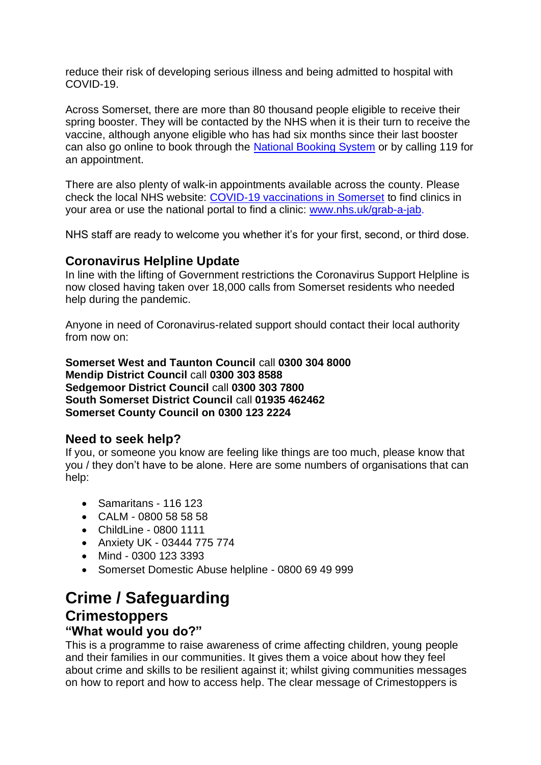reduce their risk of developing serious illness and being admitted to hospital with COVID-19.

Across Somerset, there are more than 80 thousand people eligible to receive their spring booster. They will be contacted by the NHS when it is their turn to receive the vaccine, although anyone eligible who has had six months since their last booster can also go online to book through the National Booking System or by calling 119 for an appointment.

There are also plenty of walk-in appointments available across the county. Please check the local NHS website: COVID-19 vaccinations in Somerset to find clinics in your area or use the national portal to find a clinic: www.nhs.uk/grab-a-jab.

NHS staff are ready to welcome you whether it's for your first, second, or third dose.

### Coronavirus Helpline Update

In line with the lifting of Government restrictions the Coronavirus Support Helpline is now closed having taken over 18,000 calls from Somerset residents who needed help during the pandemic.

Anyone in need of Coronavirus-related support should contact their local authority from now on:

**Somerset West and Taunton Council** call **0300 304 8000**
**Mendip District Council** call **0300 303 8588**
**Sedgemoor District Council** call **0300 303 7800**
**South Somerset District Council** call **01935 462462**
**Somerset County Council on 0300 123 2224**

### Need to seek help?

If you, or someone you know are feeling like things are too much, please know that you / they don't have to be alone. Here are some numbers of organisations that can help:

- Samaritans - 116 123
- CALM - 0800 58 58 58
- ChildLine - 0800 1111
- Anxiety UK - 03444 775 774
- Mind - 0300 123 3393
- Somerset Domestic Abuse helpline - 0800 69 49 999

# Crime / Safeguarding

## Crimestoppers

### "What would you do?"

This is a programme to raise awareness of crime affecting children, young people and their families in our communities. It gives them a voice about how they feel about crime and skills to be resilient against it; whilst giving communities messages on how to report and how to access help. The clear message of Crimestoppers is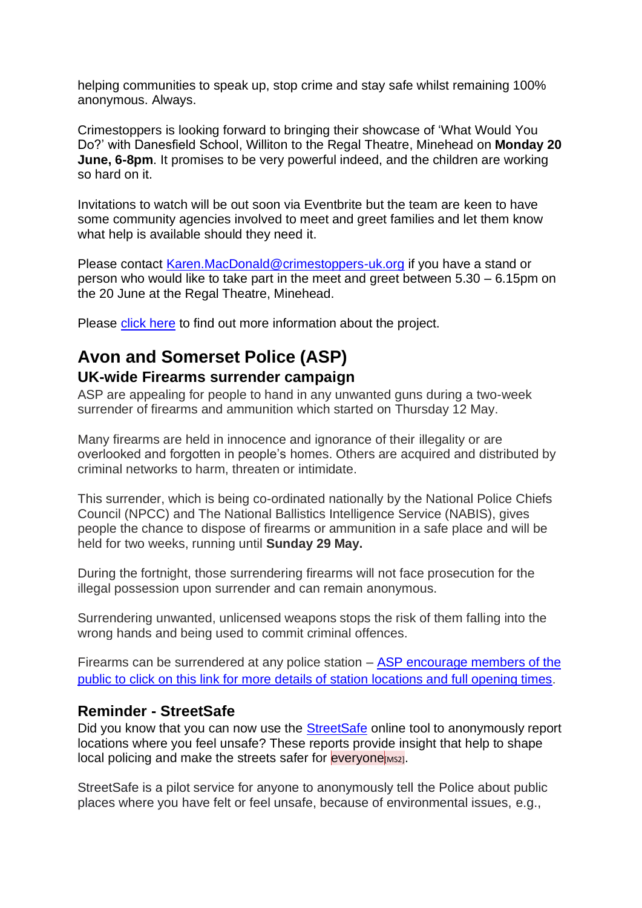helping communities to speak up, stop crime and stay safe whilst remaining 100% anonymous. Always.

Crimestoppers is looking forward to bringing their showcase of 'What Would You Do?' with Danesfield School, Williton to the Regal Theatre, Minehead on **Monday 20 June, 6-8pm**. It promises to be very powerful indeed, and the children are working so hard on it.

Invitations to watch will be out soon via Eventbrite but the team are keen to have some community agencies involved to meet and greet families and let them know what help is available should they need it.

Please contact [Karen.MacDonald@crimestoppers-uk.org](mailto:Karen.MacDonald@crimestoppers-uk.org) if you have a stand or person who would like to take part in the meet and greet between 5.30 – 6.15pm on the 20 June at the Regal Theatre, Minehead.

Please [click here]() to find out more information about the project.

# Avon and Somerset Police (ASP)

## UK-wide Firearms surrender campaign

ASP are appealing for people to hand in any unwanted guns during a two-week surrender of firearms and ammunition which started on Thursday 12 May.

Many firearms are held in innocence and ignorance of their illegality or are overlooked and forgotten in people's homes. Others are acquired and distributed by criminal networks to harm, threaten or intimidate.

This surrender, which is being co-ordinated nationally by the National Police Chiefs Council (NPCC) and The National Ballistics Intelligence Service (NABIS), gives people the chance to dispose of firearms or ammunition in a safe place and will be held for two weeks, running until **Sunday 29 May.**

During the fortnight, those surrendering firearms will not face prosecution for the illegal possession upon surrender and can remain anonymous.

Surrendering unwanted, unlicensed weapons stops the risk of them falling into the wrong hands and being used to commit criminal offences.

Firearms can be surrendered at any police station – [ASP encourage members of the public to click on this link for more details of station locations and full opening times]().

## Reminder - StreetSafe

Did you know that you can now use the [StreetSafe]() online tool to anonymously report locations where you feel unsafe? These reports provide insight that help to shape local policing and make the streets safer for everyone[MS2].

StreetSafe is a pilot service for anyone to anonymously tell the Police about public places where you have felt or feel unsafe, because of environmental issues, e.g.,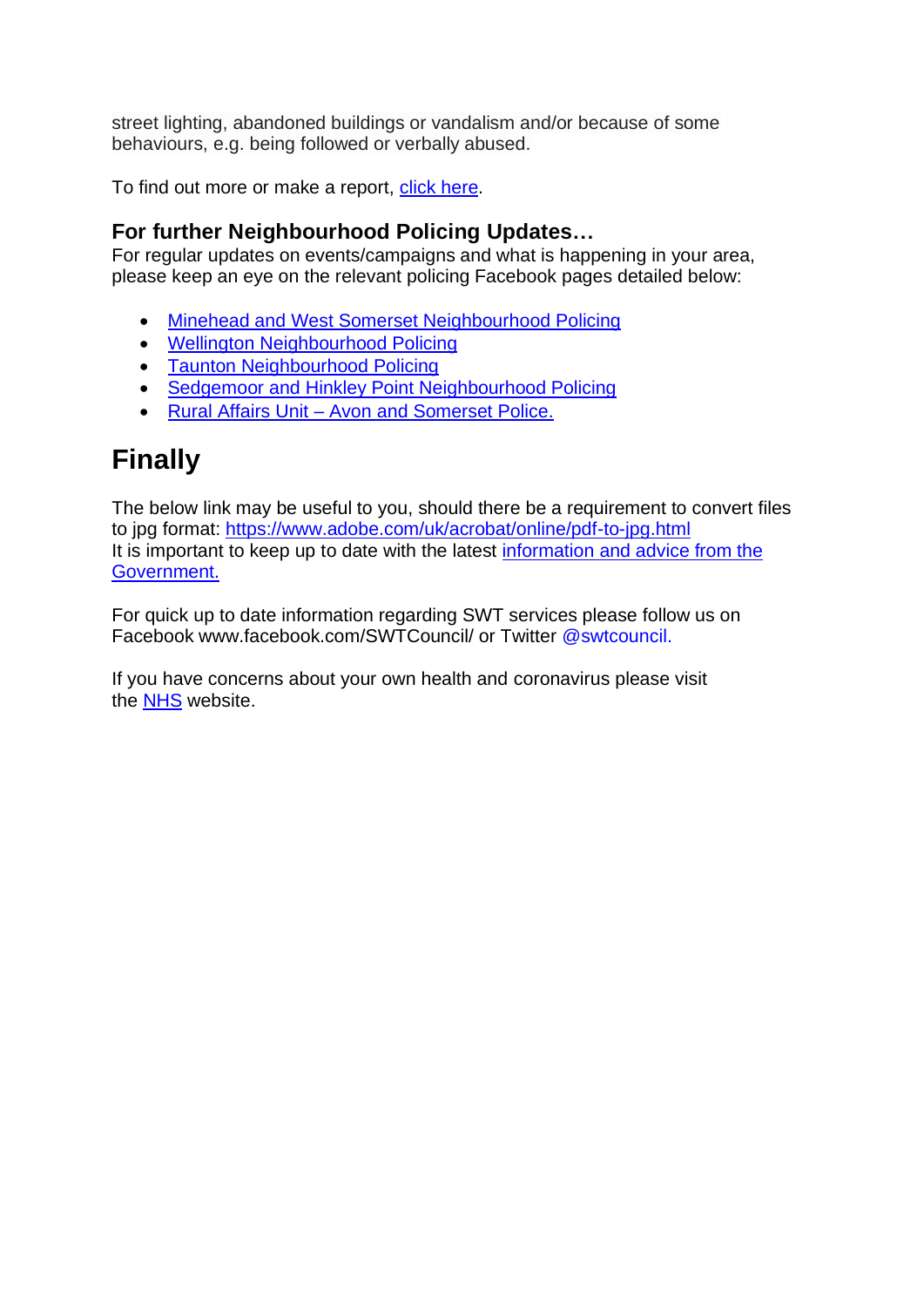street lighting, abandoned buildings or vandalism and/or because of some behaviours, e.g. being followed or verbally abused.

To find out more or make a report, click here.

### For further Neighbourhood Policing Updates…

For regular updates on events/campaigns and what is happening in your area, please keep an eye on the relevant policing Facebook pages detailed below:

- Minehead and West Somerset Neighbourhood Policing
- Wellington Neighbourhood Policing
- Taunton Neighbourhood Policing
- Sedgemoor and Hinkley Point Neighbourhood Policing
- Rural Affairs Unit – Avon and Somerset Police.

## Finally

The below link may be useful to you, should there be a requirement to convert files to jpg format: https://www.adobe.com/uk/acrobat/online/pdf-to-jpg.html
It is important to keep up to date with the latest information and advice from the Government.

For quick up to date information regarding SWT services please follow us on Facebook www.facebook.com/SWTCouncil/ or Twitter @swtcouncil.

If you have concerns about your own health and coronavirus please visit the NHS website.